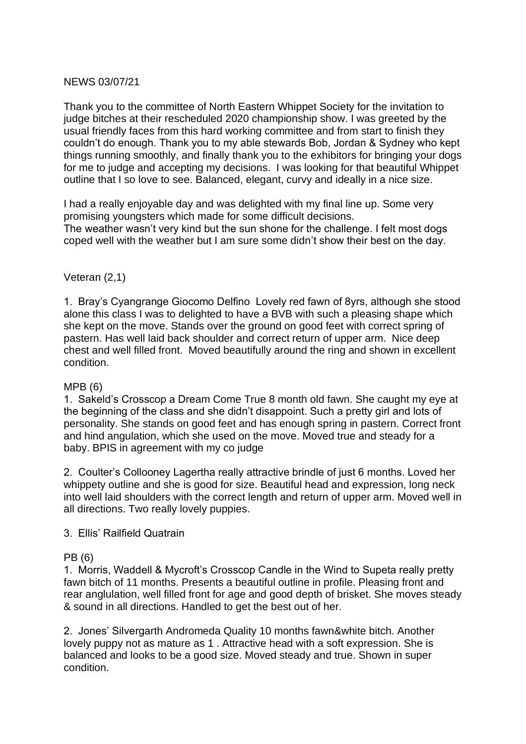NEWS 03/07/21

Thank you to the committee of North Eastern Whippet Society for the invitation to judge bitches at their rescheduled 2020 championship show. I was greeted by the usual friendly faces from this hard working committee and from start to finish they couldn't do enough. Thank you to my able stewards Bob, Jordan & Sydney who kept things running smoothly, and finally thank you to the exhibitors for bringing your dogs for me to judge and accepting my decisions. I was looking for that beautiful Whippet outline that I so love to see. Balanced, elegant, curvy and ideally in a nice size.

I had a really enjoyable day and was delighted with my final line up. Some very promising youngsters which made for some difficult decisions.
The weather wasn't very kind but the sun shone for the challenge. I felt most dogs coped well with the weather but I am sure some didn't show their best on the day.

Veteran (2,1)

1. Bray's Cyangrange Giocomo Delfino Lovely red fawn of 8yrs, although she stood alone this class I was to delighted to have a BVB with such a pleasing shape which she kept on the move. Stands over the ground on good feet with correct spring of pastern. Has well laid back shoulder and correct return of upper arm. Nice deep chest and well filled front. Moved beautifully around the ring and shown in excellent condition.

MPB (6)

1. Sakeld's Crosscop a Dream Come True 8 month old fawn. She caught my eye at the beginning of the class and she didn't disappoint. Such a pretty girl and lots of personality. She stands on good feet and has enough spring in pastern. Correct front and hind angulation, which she used on the move. Moved true and steady for a baby. BPIS in agreement with my co judge

2. Coulter's Collooney Lagertha really attractive brindle of just 6 months. Loved her whippety outline and she is good for size. Beautiful head and expression, long neck into well laid shoulders with the correct length and return of upper arm. Moved well in all directions. Two really lovely puppies.

3. Ellis' Railfield Quatrain

PB (6)

1. Morris, Waddell & Mycroft's Crosscop Candle in the Wind to Supeta really pretty fawn bitch of 11 months. Presents a beautiful outline in profile. Pleasing front and rear anglulation, well filled front for age and good depth of brisket. She moves steady & sound in all directions. Handled to get the best out of her.

2. Jones' Silvergarth Andromeda Quality 10 months fawn&white bitch. Another lovely puppy not as mature as 1 . Attractive head with a soft expression. She is balanced and looks to be a good size. Moved steady and true. Shown in super condition.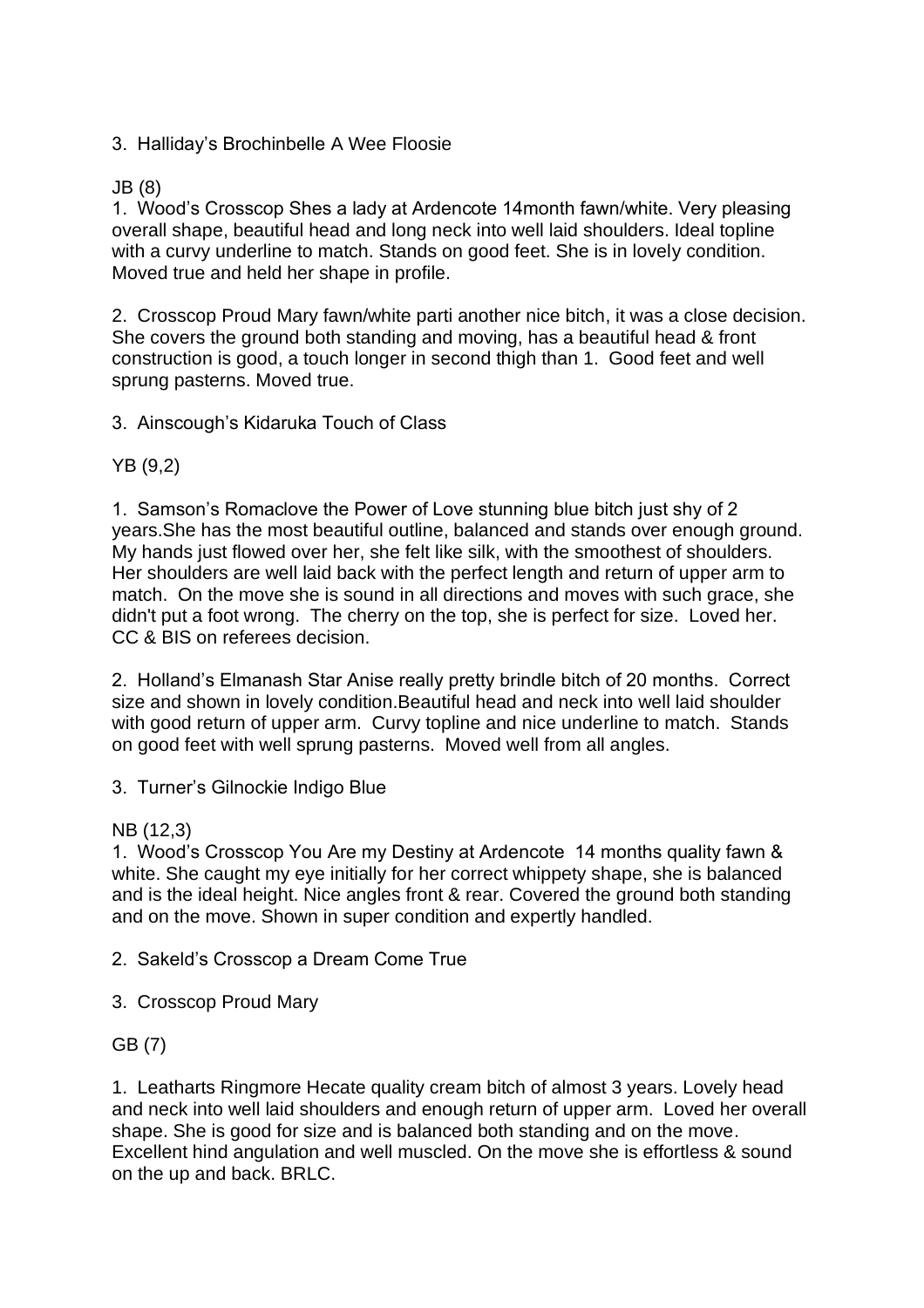3. Halliday's Brochinbelle A Wee Floosie

JB (8)

1. Wood's Crosscop Shes a lady at Ardencote 14month fawn/white. Very pleasing overall shape, beautiful head and long neck into well laid shoulders. Ideal topline with a curvy underline to match. Stands on good feet. She is in lovely condition. Moved true and held her shape in profile.

2. Crosscop Proud Mary fawn/white parti another nice bitch, it was a close decision. She covers the ground both standing and moving, has a beautiful head & front construction is good, a touch longer in second thigh than 1. Good feet and well sprung pasterns. Moved true.

3. Ainscough's Kidaruka Touch of Class

YB (9,2)

1. Samson's Romaclove the Power of Love stunning blue bitch just shy of 2 years.She has the most beautiful outline, balanced and stands over enough ground. My hands just flowed over her, she felt like silk, with the smoothest of shoulders. Her shoulders are well laid back with the perfect length and return of upper arm to match. On the move she is sound in all directions and moves with such grace, she didn't put a foot wrong. The cherry on the top, she is perfect for size. Loved her. CC & BIS on referees decision.

2. Holland's Elmanash Star Anise really pretty brindle bitch of 20 months. Correct size and shown in lovely condition.Beautiful head and neck into well laid shoulder with good return of upper arm. Curvy topline and nice underline to match. Stands on good feet with well sprung pasterns. Moved well from all angles.

3. Turner's Gilnockie Indigo Blue

NB (12,3)

1. Wood's Crosscop You Are my Destiny at Ardencote 14 months quality fawn & white. She caught my eye initially for her correct whippety shape, she is balanced and is the ideal height. Nice angles front & rear. Covered the ground both standing and on the move. Shown in super condition and expertly handled.

2. Sakeld's Crosscop a Dream Come True

3. Crosscop Proud Mary

GB (7)

1. Leatharts Ringmore Hecate quality cream bitch of almost 3 years. Lovely head and neck into well laid shoulders and enough return of upper arm. Loved her overall shape. She is good for size and is balanced both standing and on the move. Excellent hind angulation and well muscled. On the move she is effortless & sound on the up and back. BRLC.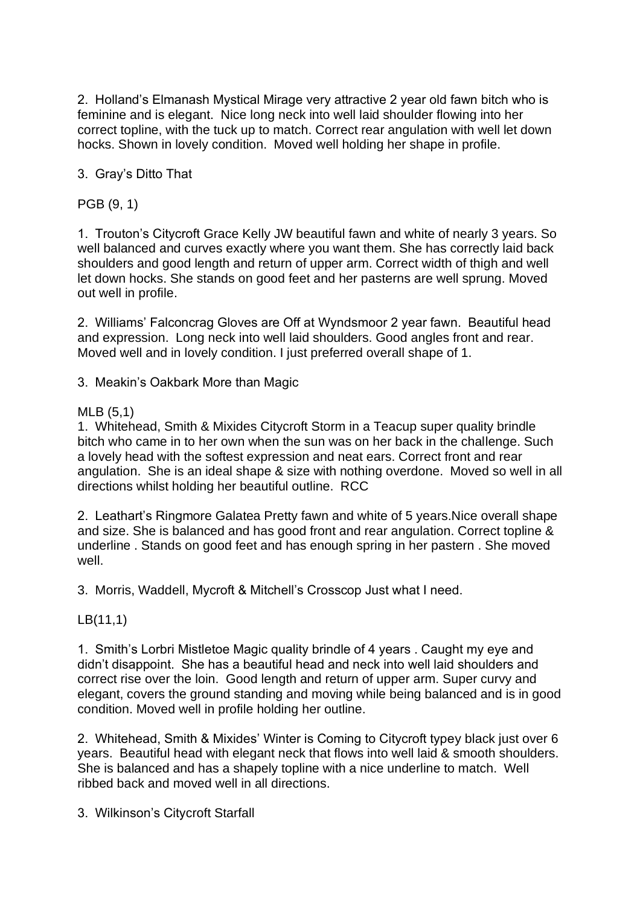2. Holland's Elmanash Mystical Mirage very attractive 2 year old fawn bitch who is feminine and is elegant. Nice long neck into well laid shoulder flowing into her correct topline, with the tuck up to match. Correct rear angulation with well let down hocks. Shown in lovely condition. Moved well holding her shape in profile.

3. Gray's Ditto That

PGB (9, 1)

1. Trouton's Citycroft Grace Kelly JW beautiful fawn and white of nearly 3 years. So well balanced and curves exactly where you want them. She has correctly laid back shoulders and good length and return of upper arm. Correct width of thigh and well let down hocks. She stands on good feet and her pasterns are well sprung. Moved out well in profile.

2. Williams' Falconcrag Gloves are Off at Wyndsmoor 2 year fawn. Beautiful head and expression. Long neck into well laid shoulders. Good angles front and rear. Moved well and in lovely condition. I just preferred overall shape of 1.

3. Meakin's Oakbark More than Magic

MLB (5,1)

1. Whitehead, Smith & Mixides Citycroft Storm in a Teacup super quality brindle bitch who came in to her own when the sun was on her back in the challenge. Such a lovely head with the softest expression and neat ears. Correct front and rear angulation. She is an ideal shape & size with nothing overdone. Moved so well in all directions whilst holding her beautiful outline. RCC

2. Leathart's Ringmore Galatea Pretty fawn and white of 5 years.Nice overall shape and size. She is balanced and has good front and rear angulation. Correct topline & underline . Stands on good feet and has enough spring in her pastern . She moved well.

3. Morris, Waddell, Mycroft & Mitchell's Crosscop Just what I need.

LB(11,1)

1. Smith's Lorbri Mistletoe Magic quality brindle of 4 years . Caught my eye and didn't disappoint. She has a beautiful head and neck into well laid shoulders and correct rise over the loin. Good length and return of upper arm. Super curvy and elegant, covers the ground standing and moving while being balanced and is in good condition. Moved well in profile holding her outline.

2. Whitehead, Smith & Mixides' Winter is Coming to Citycroft typey black just over 6 years. Beautiful head with elegant neck that flows into well laid & smooth shoulders. She is balanced and has a shapely topline with a nice underline to match. Well ribbed back and moved well in all directions.

3. Wilkinson's Citycroft Starfall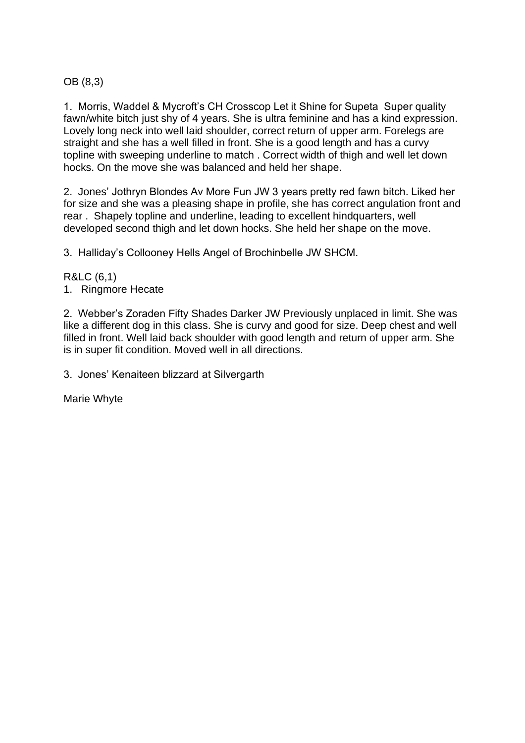OB (8,3)

1. Morris, Waddel & Mycroft's CH Crosscop Let it Shine for Supeta Super quality fawn/white bitch just shy of 4 years. She is ultra feminine and has a kind expression. Lovely long neck into well laid shoulder, correct return of upper arm. Forelegs are straight and she has a well filled in front. She is a good length and has a curvy topline with sweeping underline to match . Correct width of thigh and well let down hocks. On the move she was balanced and held her shape.

2. Jones' Jothryn Blondes Av More Fun JW 3 years pretty red fawn bitch. Liked her for size and she was a pleasing shape in profile, she has correct angulation front and rear . Shapely topline and underline, leading to excellent hindquarters, well developed second thigh and let down hocks. She held her shape on the move.

3. Halliday's Collooney Hells Angel of Brochinbelle JW SHCM.

R&LC (6,1)

1. Ringmore Hecate

2. Webber's Zoraden Fifty Shades Darker JW Previously unplaced in limit. She was like a different dog in this class. She is curvy and good for size. Deep chest and well filled in front. Well laid back shoulder with good length and return of upper arm. She is in super fit condition. Moved well in all directions.

3. Jones' Kenaiteen blizzard at Silvergarth

Marie Whyte